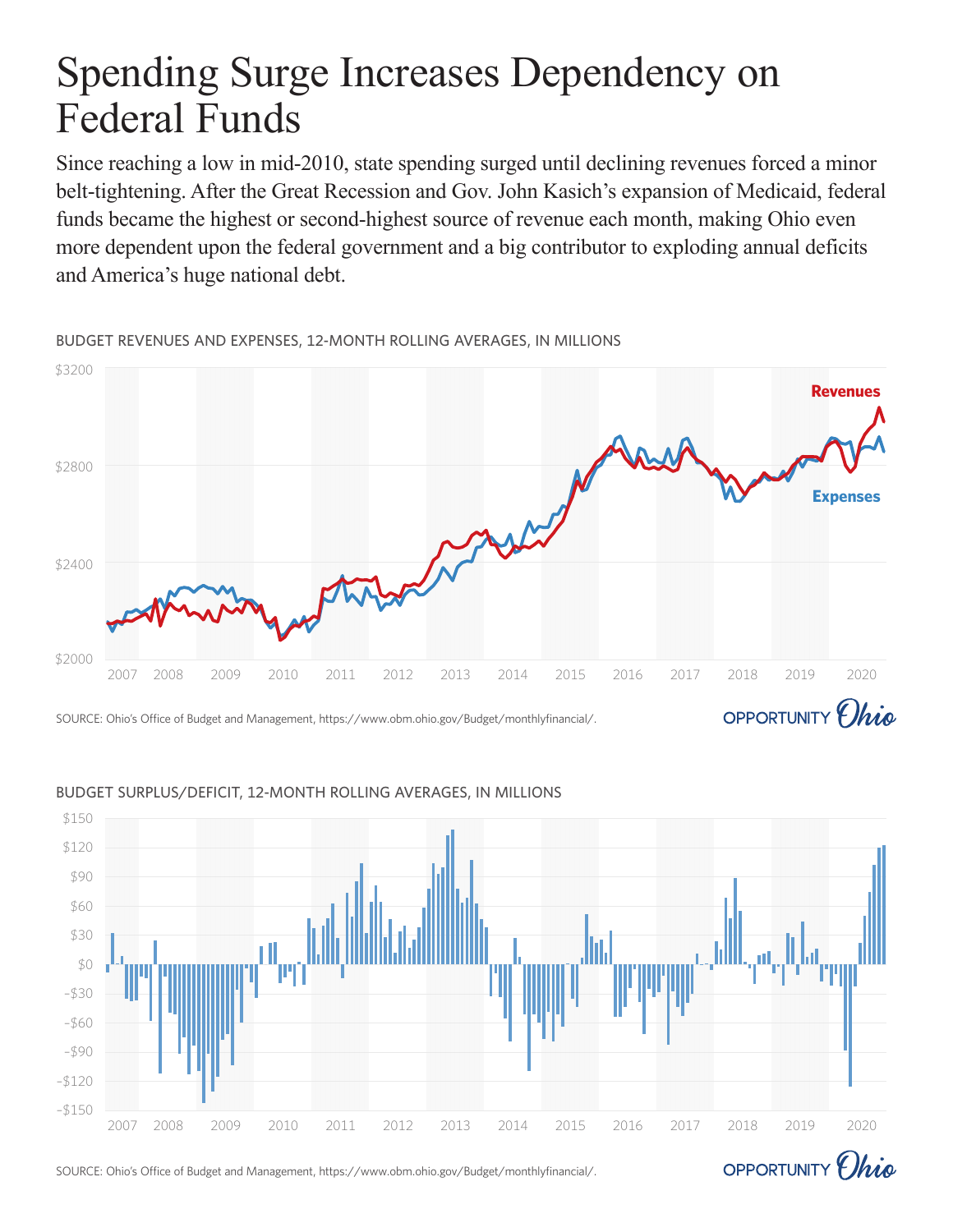# Spending Surge Increases Dependency on Federal Funds

Since reaching a low in mid-2010, state spending surged until declining revenues forced a minor belt-tightening. After the Great Recession and Gov. John Kasich's expansion of Medicaid, federal funds became the highest or second-highest source of revenue each month, making Ohio even more dependent upon the federal government and a big contributor to exploding annual deficits and America's huge national debt.

BUDGET REVENUES AND EXPENSES, 12-MONTH ROLLING AVERAGES, IN MILLIONS

SOURCE: Ohio's Office of Budget and Management, https://www.obm.ohio.gov/Budget/monthlyfinancial/.

OPPORTUNITY *Ohio*

BUDGET SURPLUS/DEFICIT, 12-MONTH ROLLING AVERAGES, IN MILLIONS

SOURCE: Ohio's Office of Budget and Management, https://www.obm.ohio.gov/Budget/monthlyfinancial/.

OPPORTUNITY *Ohio*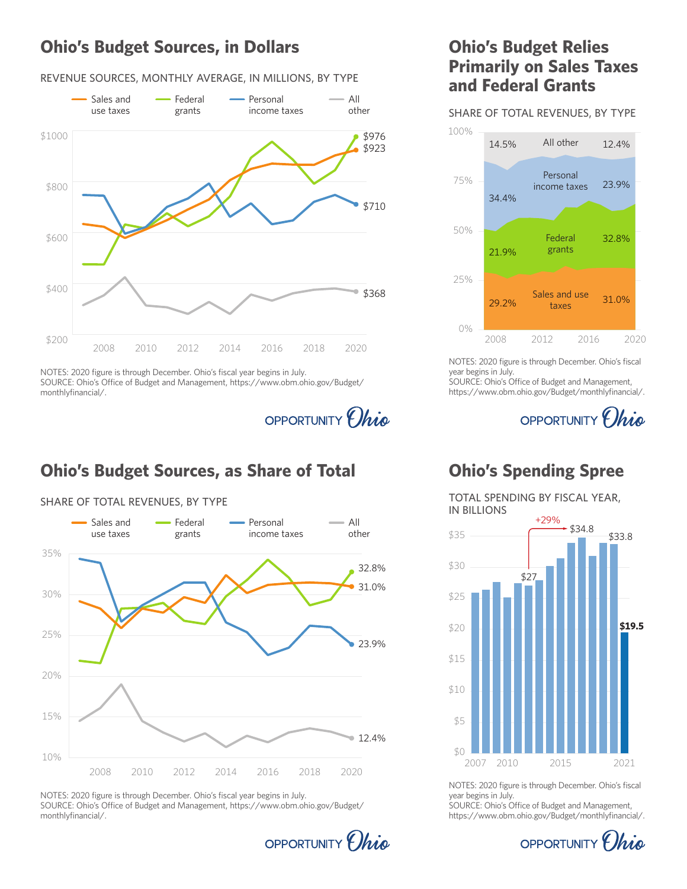## Ohio's Budget Sources, in Dollars

REVENUE SOURCES, MONTHLY AVERAGE, IN MILLIONS, BY TYPE

Sales and use taxes
Federal grants
Personal income taxes
All other

$1000
$800
$600
$400
$200

2008 2010 2012 2014 2016 2018 2020

$976
$923
$710
$368

NOTES: 2020 figure is through December. Ohio's fiscal year begins in July.
SOURCE: Ohio's Office of Budget and Management, https://www.obm.ohio.gov/Budget/monthlyfinancial/.

OPPORTUNITY Ohio

## Ohio's Budget Relies Primarily on Sales Taxes and Federal Grants

SHARE OF TOTAL REVENUES, BY TYPE

100%
75%
50%
25%
0%

2008 2012 2016 2020

All other
14.5%
12.4%

Personal income taxes
34.4%
23.9%

Federal grants
21.9%
32.8%

Sales and use taxes
29.2%
31.0%

NOTES: 2020 figure is through December. Ohio's fiscal year begins in July.
SOURCE: Ohio's Office of Budget and Management, https://www.obm.ohio.gov/Budget/monthlyfinancial/.

OPPORTUNITY Ohio

## Ohio's Budget Sources, as Share of Total

SHARE OF TOTAL REVENUES, BY TYPE

Sales and use taxes
Federal grants
Personal income taxes
All other

35%
30%
25%
20%
15%
10%

2008 2010 2012 2014 2016 2018 2020

32.8%
31.0%
23.9%
12.4%

NOTES: 2020 figure is through December. Ohio's fiscal year begins in July.
SOURCE: Ohio's Office of Budget and Management, https://www.obm.ohio.gov/Budget/monthlyfinancial/.

OPPORTUNITY Ohio

## Ohio's Spending Spree

TOTAL SPENDING BY FISCAL YEAR, IN BILLIONS

$35
$30
$25
$20
$15
$10
$5
$0

2007 2010 2015 2021

+29%
$27
$34.8
$33.8
**$19.5**

NOTES: 2020 figure is through December. Ohio's fiscal year begins in July.
SOURCE: Ohio's Office of Budget and Management, https://www.obm.ohio.gov/Budget/monthlyfinancial/.

OPPORTUNITY Ohio